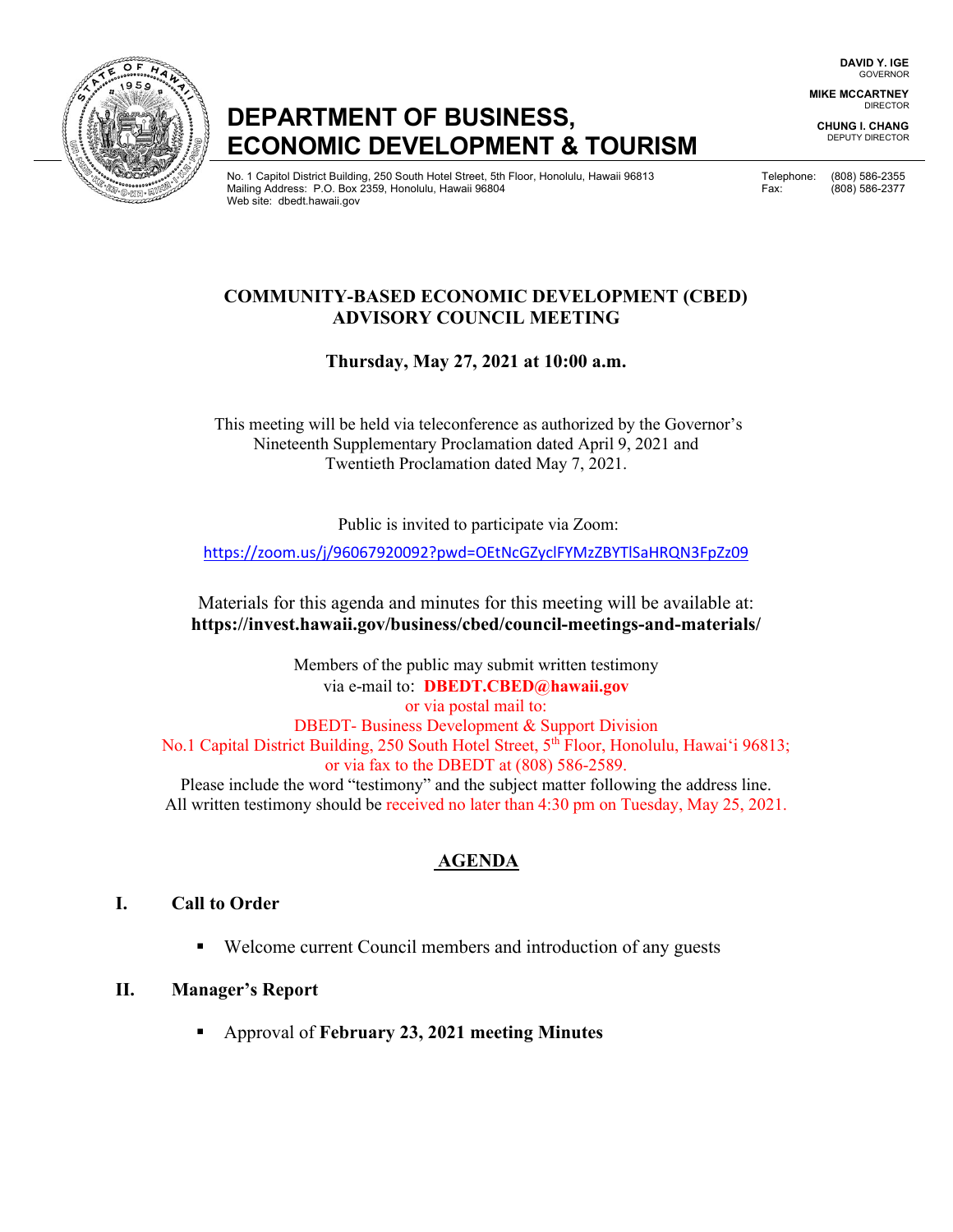# DEPARTMENT OF BUSINESS, ECONOMIC DEVELOPMENT & TOURISM

**DAVID Y. IGE**
GOVERNOR

**MIKE MCCARTNEY**
DIRECTOR

**CHUNG I. CHANG**
DEPUTY DIRECTOR

No. 1 Capitol District Building, 250 South Hotel Street, 5th Floor, Honolulu, Hawaii 96813
Mailing Address: P.O. Box 2359, Honolulu, Hawaii 96804
Web site: dbedt.hawaii.gov

Telephone: (808) 586-2355
Fax: (808) 586-2377

## COMMUNITY-BASED ECONOMIC DEVELOPMENT (CBED) ADVISORY COUNCIL MEETING

**Thursday, May 27, 2021 at 10:00 a.m.**

This meeting will be held via teleconference as authorized by the Governor's Nineteenth Supplementary Proclamation dated April 9, 2021 and Twentieth Proclamation dated May 7, 2021.

Public is invited to participate via Zoom:

https://zoom.us/j/96067920092?pwd=OEtNcGZyclFYMzZBYTlSaHRQN3FpZz09

Materials for this agenda and minutes for this meeting will be available at:
**https://invest.hawaii.gov/business/cbed/council-meetings-and-materials/**

Members of the public may submit written testimony
via e-mail to: **DBEDT.CBED@hawaii.gov**
or via postal mail to:
DBEDT- Business Development & Support Division
No.1 Capital District Building, 250 South Hotel Street, 5th Floor, Honolulu, Hawaiʻi 96813;
or via fax to the DBEDT at (808) 586-2589.
Please include the word "testimony" and the subject matter following the address line.
All written testimony should be received no later than 4:30 pm on Tuesday, May 25, 2021.

## AGENDA

### I. Call to Order

- Welcome current Council members and introduction of any guests

### II. Manager's Report

- Approval of **February 23, 2021 meeting Minutes**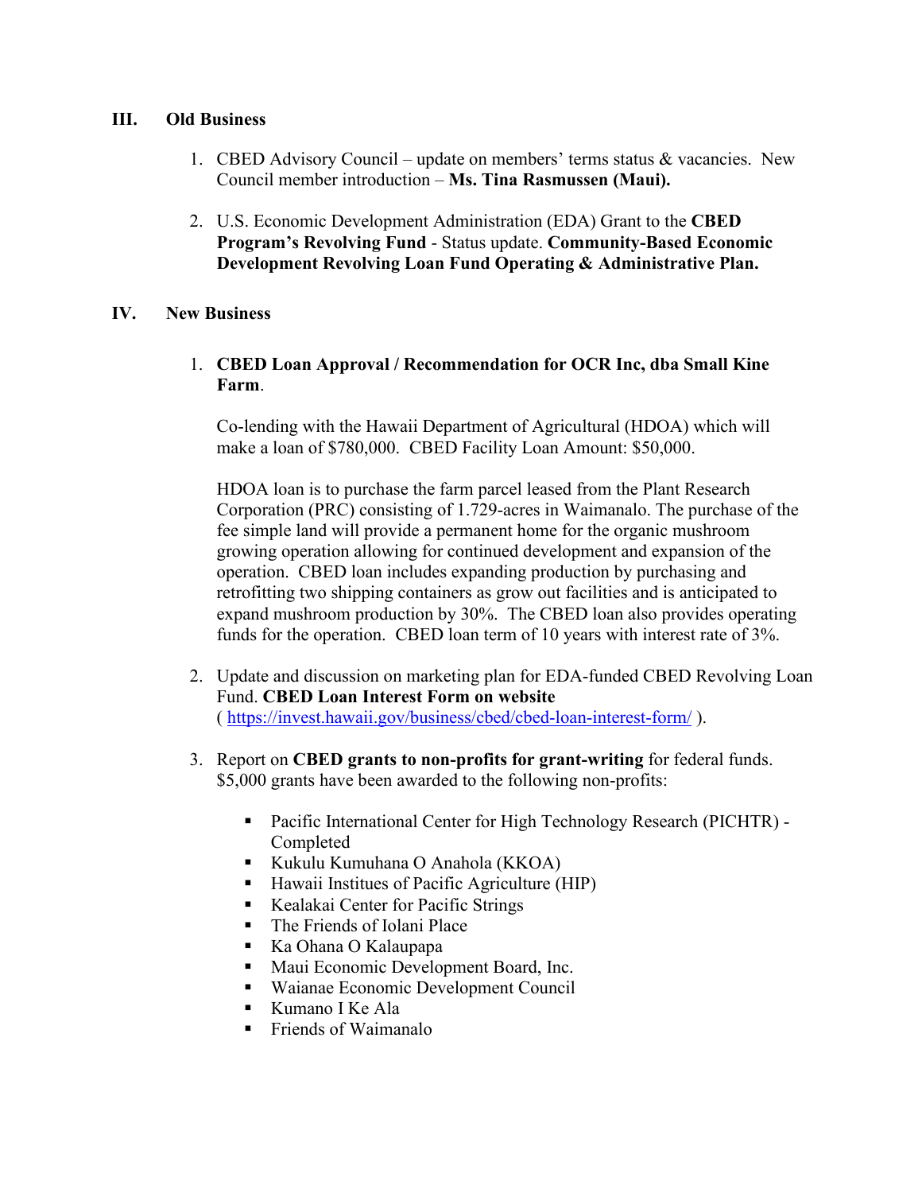## III. Old Business

1. CBED Advisory Council – update on members' terms status & vacancies. New Council member introduction – **Ms. Tina Rasmussen (Maui).**

2. U.S. Economic Development Administration (EDA) Grant to the **CBED Program's Revolving Fund** - Status update. **Community-Based Economic Development Revolving Loan Fund Operating & Administrative Plan.**

## IV. New Business

1. **CBED Loan Approval / Recommendation for OCR Inc, dba Small Kine Farm**.

   Co-lending with the Hawaii Department of Agricultural (HDOA) which will make a loan of $780,000. CBED Facility Loan Amount: $50,000.

   HDOA loan is to purchase the farm parcel leased from the Plant Research Corporation (PRC) consisting of 1.729-acres in Waimanalo. The purchase of the fee simple land will provide a permanent home for the organic mushroom growing operation allowing for continued development and expansion of the operation. CBED loan includes expanding production by purchasing and retrofitting two shipping containers as grow out facilities and is anticipated to expand mushroom production by 30%. The CBED loan also provides operating funds for the operation. CBED loan term of 10 years with interest rate of 3%.

2. Update and discussion on marketing plan for EDA-funded CBED Revolving Loan Fund. **CBED Loan Interest Form on website** ( https://invest.hawaii.gov/business/cbed/cbed-loan-interest-form/ ).

3. Report on **CBED grants to non-profits for grant-writing** for federal funds. $5,000 grants have been awarded to the following non-profits:

   - Pacific International Center for High Technology Research (PICHTR) - Completed
   - Kukulu Kumuhana O Anahola (KKOA)
   - Hawaii Institues of Pacific Agriculture (HIP)
   - Kealakai Center for Pacific Strings
   - The Friends of Iolani Place
   - Ka Ohana O Kalaupapa
   - Maui Economic Development Board, Inc.
   - Waianae Economic Development Council
   - Kumano I Ke Ala
   - Friends of Waimanalo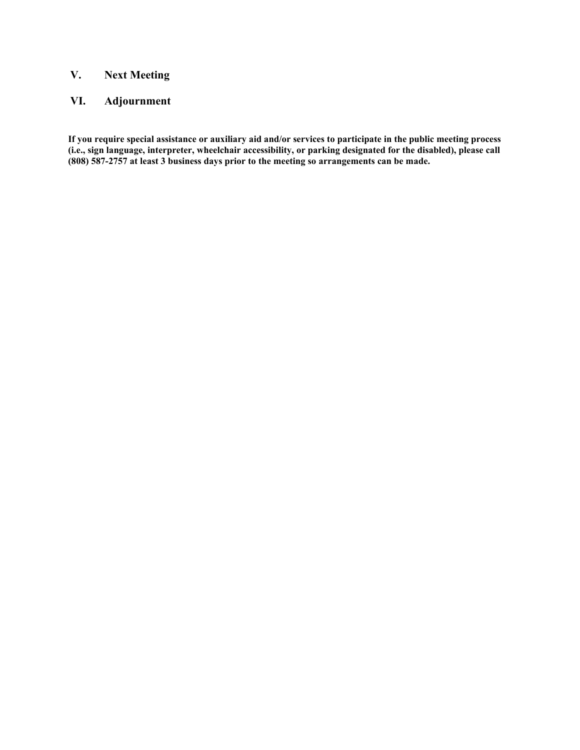## V. Next Meeting

## VI. Adjournment

**If you require special assistance or auxiliary aid and/or services to participate in the public meeting process (i.e., sign language, interpreter, wheelchair accessibility, or parking designated for the disabled), please call (808) 587-2757 at least 3 business days prior to the meeting so arrangements can be made.**